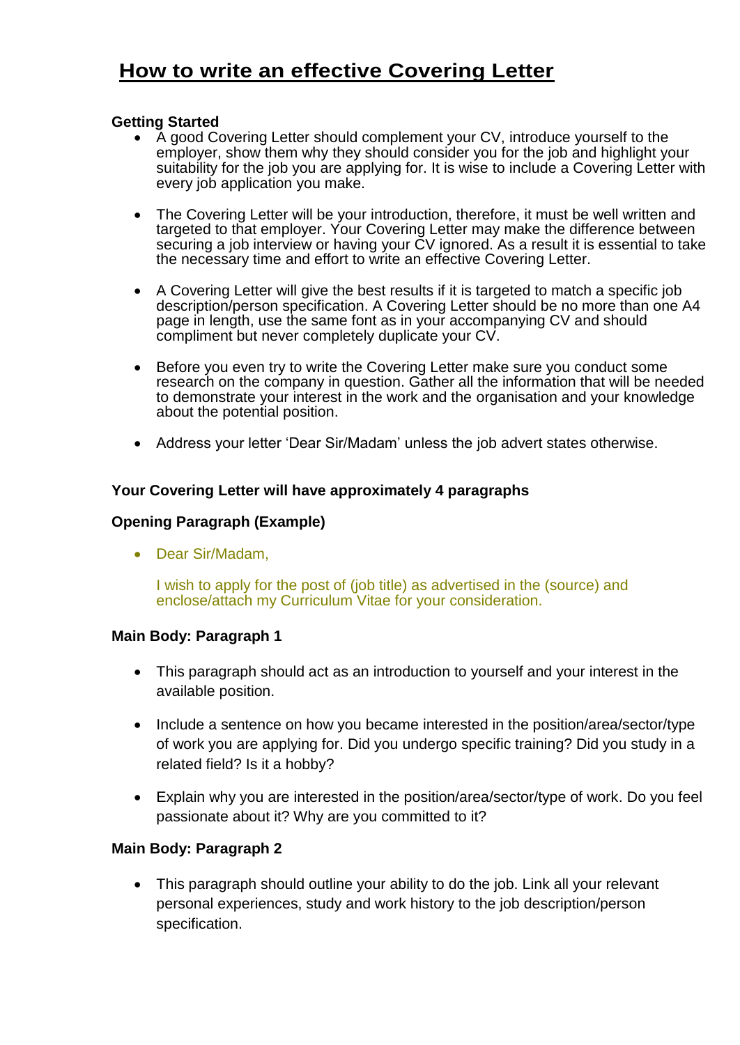# How to write an effective Covering Letter

**Getting Started**

- A good Covering Letter should complement your CV, introduce yourself to the employer, show them why they should consider you for the job and highlight your suitability for the job you are applying for. It is wise to include a Covering Letter with every job application you make.

- The Covering Letter will be your introduction, therefore, it must be well written and targeted to that employer. Your Covering Letter may make the difference between securing a job interview or having your CV ignored. As a result it is essential to take the necessary time and effort to write an effective Covering Letter.

- A Covering Letter will give the best results if it is targeted to match a specific job description/person specification. A Covering Letter should be no more than one A4 page in length, use the same font as in your accompanying CV and should compliment but never completely duplicate your CV.

- Before you even try to write the Covering Letter make sure you conduct some research on the company in question. Gather all the information that will be needed to demonstrate your interest in the work and the organisation and your knowledge about the potential position.

- Address your letter 'Dear Sir/Madam' unless the job advert states otherwise.

**Your Covering Letter will have approximately 4 paragraphs**

**Opening Paragraph (Example)**

- Dear Sir/Madam,

  I wish to apply for the post of (job title) as advertised in the (source) and enclose/attach my Curriculum Vitae for your consideration.

**Main Body: Paragraph 1**

- This paragraph should act as an introduction to yourself and your interest in the available position.

- Include a sentence on how you became interested in the position/area/sector/type of work you are applying for. Did you undergo specific training? Did you study in a related field? Is it a hobby?

- Explain why you are interested in the position/area/sector/type of work. Do you feel passionate about it? Why are you committed to it?

**Main Body: Paragraph 2**

- This paragraph should outline your ability to do the job. Link all your relevant personal experiences, study and work history to the job description/person specification.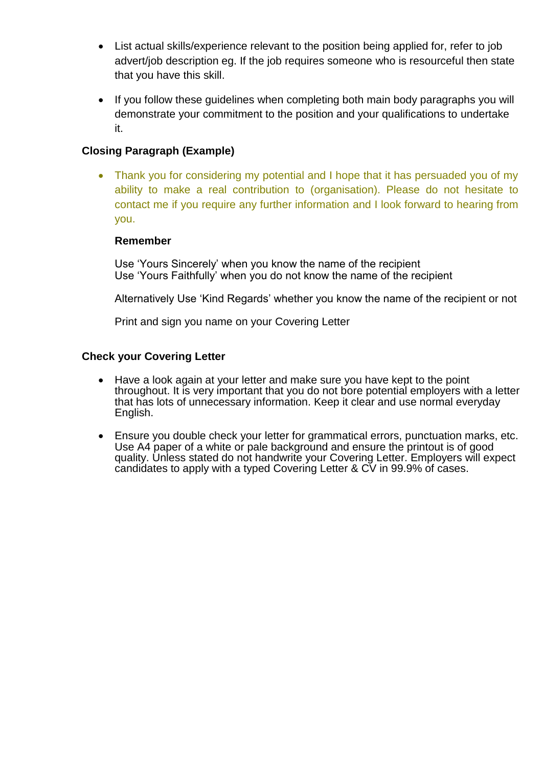- List actual skills/experience relevant to the position being applied for, refer to job advert/job description eg. If the job requires someone who is resourceful then state that you have this skill.

- If you follow these guidelines when completing both main body paragraphs you will demonstrate your commitment to the position and your qualifications to undertake it.

**Closing Paragraph (Example)**

- Thank you for considering my potential and I hope that it has persuaded you of my ability to make a real contribution to (organisation). Please do not hesitate to contact me if you require any further information and I look forward to hearing from you.

  **Remember**

  Use 'Yours Sincerely' when you know the name of the recipient
  Use 'Yours Faithfully' when you do not know the name of the recipient

  Alternatively Use 'Kind Regards' whether you know the name of the recipient or not

  Print and sign you name on your Covering Letter

**Check your Covering Letter**

- Have a look again at your letter and make sure you have kept to the point throughout. It is very important that you do not bore potential employers with a letter that has lots of unnecessary information. Keep it clear and use normal everyday English.

- Ensure you double check your letter for grammatical errors, punctuation marks, etc. Use A4 paper of a white or pale background and ensure the printout is of good quality. Unless stated do not handwrite your Covering Letter. Employers will expect candidates to apply with a typed Covering Letter & CV in 99.9% of cases.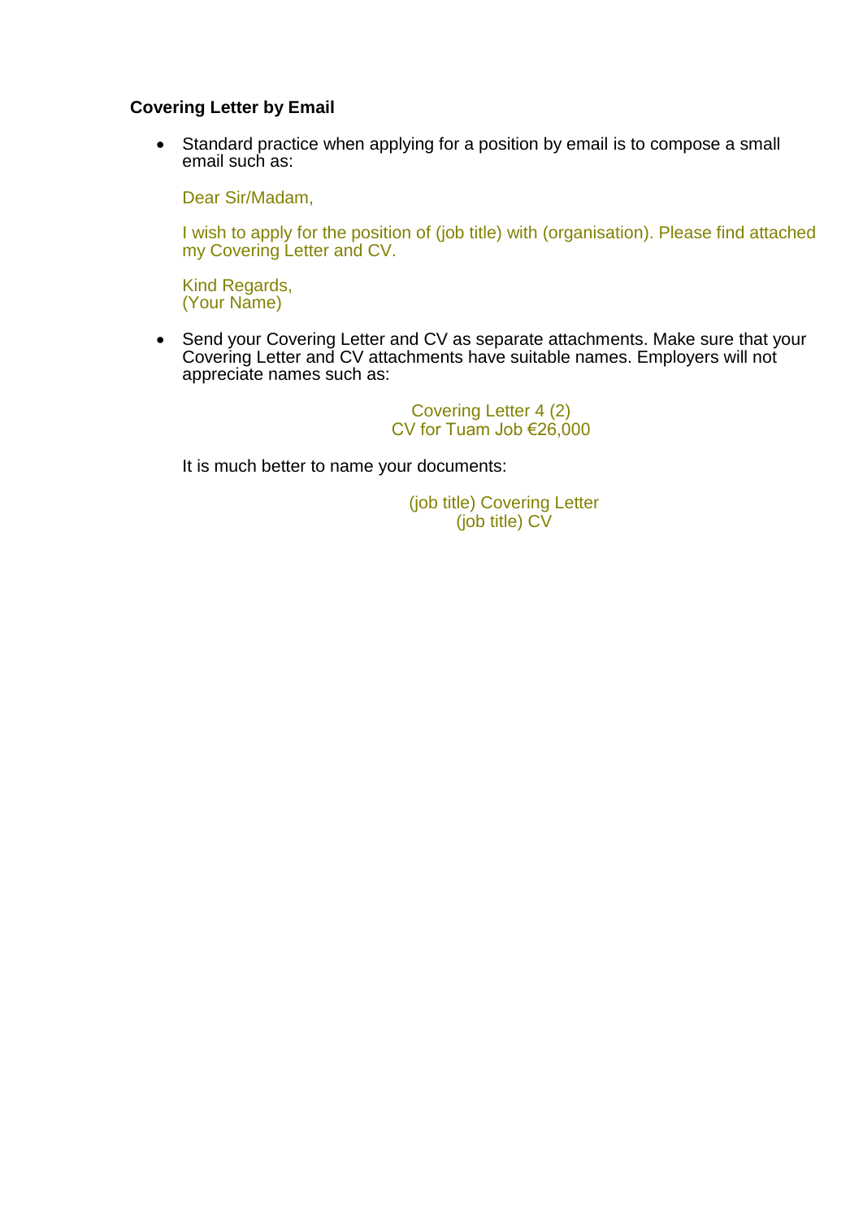**Covering Letter by Email**

- Standard practice when applying for a position by email is to compose a small email such as:

  Dear Sir/Madam,

  I wish to apply for the position of (job title) with (organisation). Please find attached my Covering Letter and CV.

  Kind Regards,
  (Your Name)

- Send your Covering Letter and CV as separate attachments. Make sure that your Covering Letter and CV attachments have suitable names. Employers will not appreciate names such as:

  Covering Letter 4 (2)
  CV for Tuam Job €26,000

  It is much better to name your documents:

  (job title) Covering Letter
  (job title) CV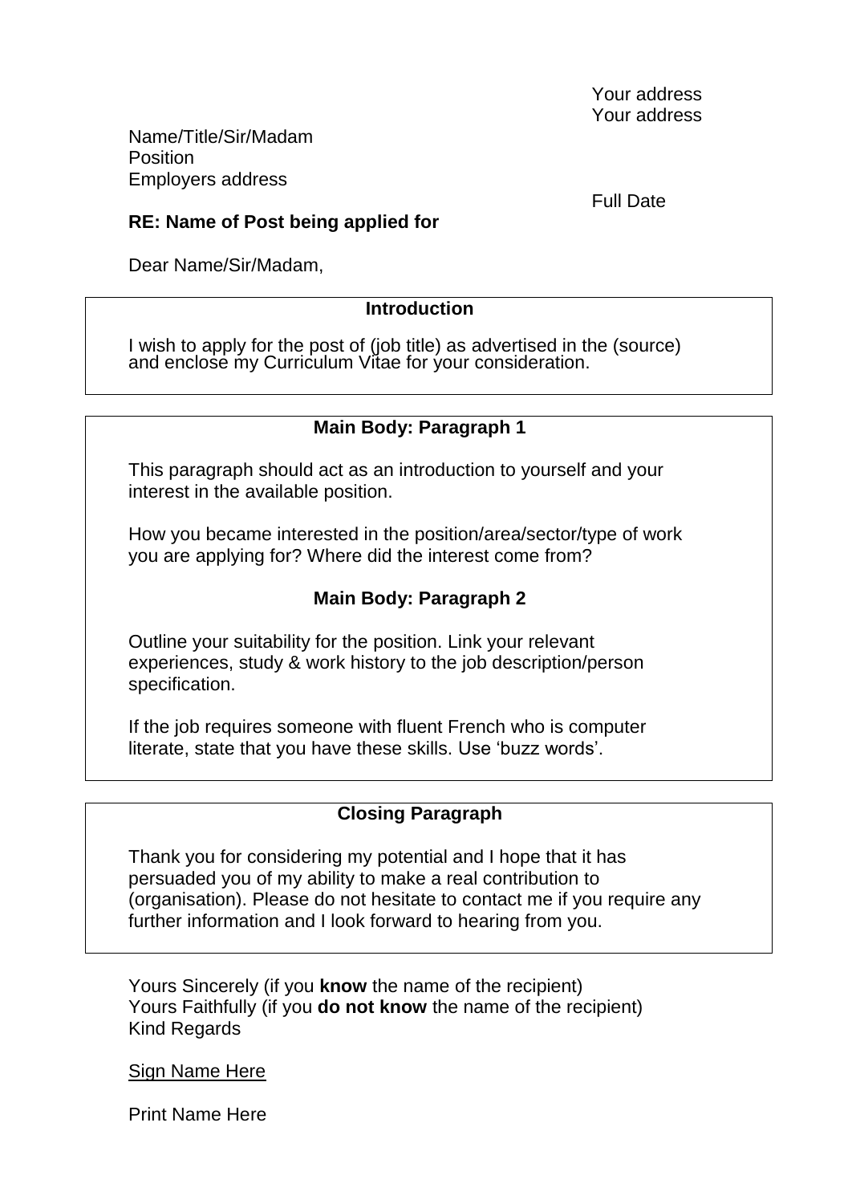Your address
Your address

Name/Title/Sir/Madam
Position
Employers address

Full Date

**RE: Name of Post being applied for**

Dear Name/Sir/Madam,

**Introduction**

I wish to apply for the post of (job title) as advertised in the (source) and enclose my Curriculum Vitae for your consideration.

**Main Body: Paragraph 1**

This paragraph should act as an introduction to yourself and your interest in the available position.

How you became interested in the position/area/sector/type of work you are applying for? Where did the interest come from?

**Main Body: Paragraph 2**

Outline your suitability for the position. Link your relevant experiences, study & work history to the job description/person specification.

If the job requires someone with fluent French who is computer literate, state that you have these skills. Use 'buzz words'.

**Closing Paragraph**

Thank you for considering my potential and I hope that it has persuaded you of my ability to make a real contribution to (organisation). Please do not hesitate to contact me if you require any further information and I look forward to hearing from you.

Yours Sincerely (if you **know** the name of the recipient)
Yours Faithfully (if you **do not know** the name of the recipient)
Kind Regards

Sign Name Here

Print Name Here